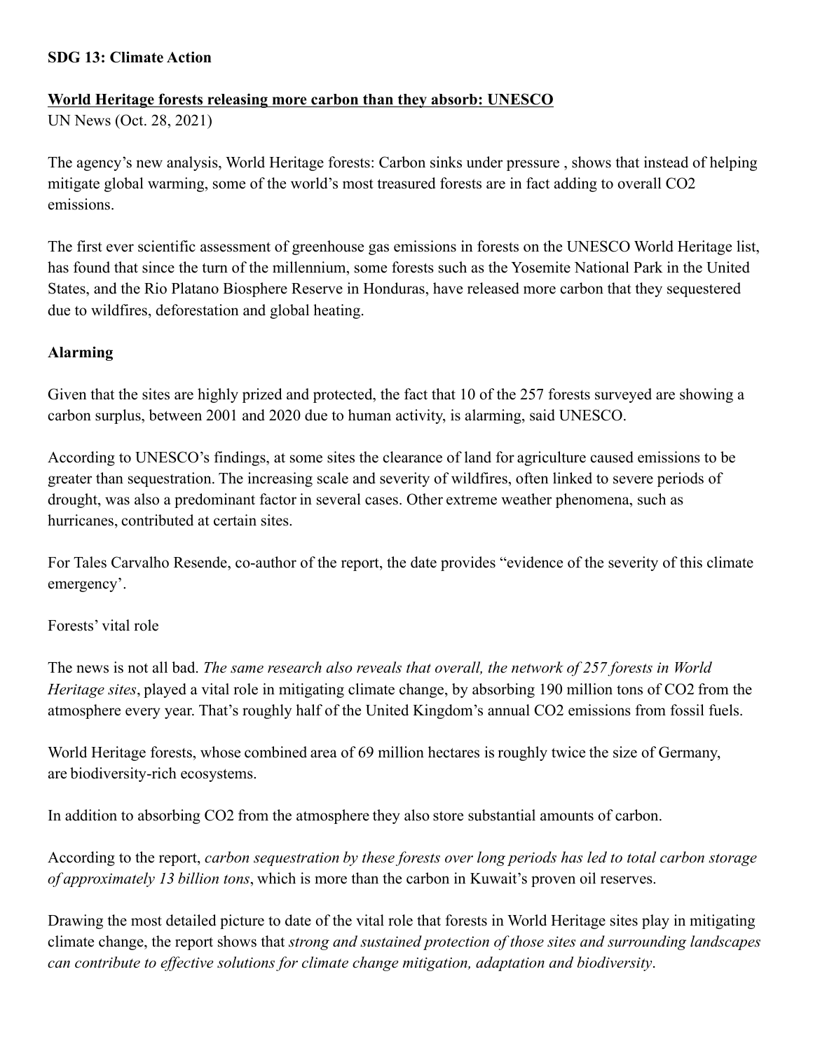**SDG 13: Climate Action**

**World Heritage forests releasing more carbon than they absorb: UNESCO**

UN News (Oct. 28, 2021)

The agency's new analysis, World Heritage forests: Carbon sinks under pressure , shows that instead of helping mitigate global warming, some of the world's most treasured forests are in fact adding to overall $CO_2$ emissions.

The first ever scientific assessment of greenhouse gas emissions in forests on the UNESCO World Heritage list, has found that since the turn of the millennium, some forests such as the Yosemite National Park in the United States, and the Rio Platano Biosphere Reserve in Honduras, have released more carbon that they sequestered due to wildfires, deforestation and global heating.

**Alarming**

Given that the sites are highly prized and protected, the fact that 10 of the 257 forests surveyed are showing a carbon surplus, between 2001 and 2020 due to human activity, is alarming, said UNESCO.

According to UNESCO's findings, at some sites the clearance of land for agriculture caused emissions to be greater than sequestration. The increasing scale and severity of wildfires, often linked to severe periods of drought, was also a predominant factor in several cases. Other extreme weather phenomena, such as hurricanes, contributed at certain sites.

For Tales Carvalho Resende, co-author of the report, the date provides "evidence of the severity of this climate emergency'.

Forests' vital role

The news is not all bad. *The same research also reveals that overall, the network of 257 forests in World Heritage sites*, played a vital role in mitigating climate change, by absorbing 190 million tons of $CO_2$ from the atmosphere every year. That's roughly half of the United Kingdom's annual $CO_2$ emissions from fossil fuels.

World Heritage forests, whose combined area of 69 million hectares is roughly twice the size of Germany, are biodiversity-rich ecosystems.

In addition to absorbing $CO_2$ from the atmosphere they also store substantial amounts of carbon.

According to the report, *carbon sequestration by these forests over long periods has led to total carbon storage of approximately 13 billion tons*, which is more than the carbon in Kuwait's proven oil reserves.

Drawing the most detailed picture to date of the vital role that forests in World Heritage sites play in mitigating climate change, the report shows that *strong and sustained protection of those sites and surrounding landscapes can contribute to effective solutions for climate change mitigation, adaptation and biodiversity*.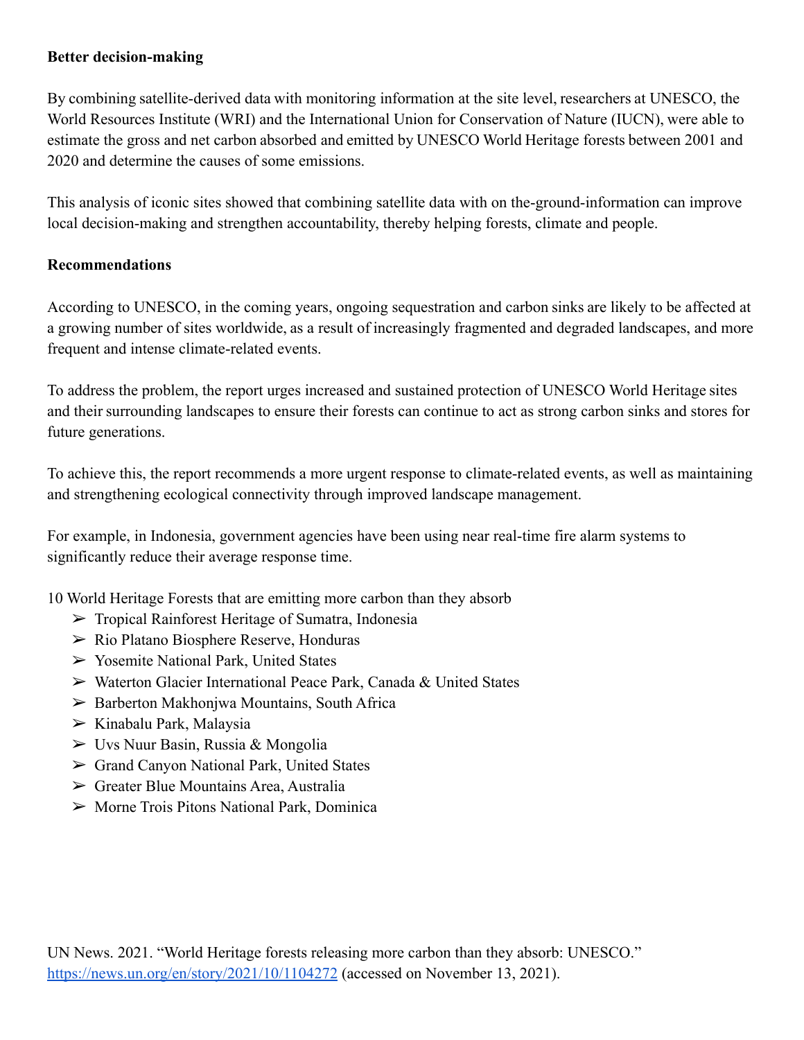**Better decision-making**

By combining satellite-derived data with monitoring information at the site level, researchers at UNESCO, the World Resources Institute (WRI) and the International Union for Conservation of Nature (IUCN), were able to estimate the gross and net carbon absorbed and emitted by UNESCO World Heritage forests between 2001 and 2020 and determine the causes of some emissions.

This analysis of iconic sites showed that combining satellite data with on the-ground-information can improve local decision-making and strengthen accountability, thereby helping forests, climate and people.

**Recommendations**

According to UNESCO, in the coming years, ongoing sequestration and carbon sinks are likely to be affected at a growing number of sites worldwide, as a result of increasingly fragmented and degraded landscapes, and more frequent and intense climate-related events.

To address the problem, the report urges increased and sustained protection of UNESCO World Heritage sites and their surrounding landscapes to ensure their forests can continue to act as strong carbon sinks and stores for future generations.

To achieve this, the report recommends a more urgent response to climate-related events, as well as maintaining and strengthening ecological connectivity through improved landscape management.

For example, in Indonesia, government agencies have been using near real-time fire alarm systems to significantly reduce their average response time.

10 World Heritage Forests that are emitting more carbon than they absorb

- Tropical Rainforest Heritage of Sumatra, Indonesia
- Rio Platano Biosphere Reserve, Honduras
- Yosemite National Park, United States
- Waterton Glacier International Peace Park, Canada & United States
- Barberton Makhonjwa Mountains, South Africa
- Kinabalu Park, Malaysia
- Uvs Nuur Basin, Russia & Mongolia
- Grand Canyon National Park, United States
- Greater Blue Mountains Area, Australia
- Morne Trois Pitons National Park, Dominica

UN News. 2021. "World Heritage forests releasing more carbon than they absorb: UNESCO." https://news.un.org/en/story/2021/10/1104272 (accessed on November 13, 2021).